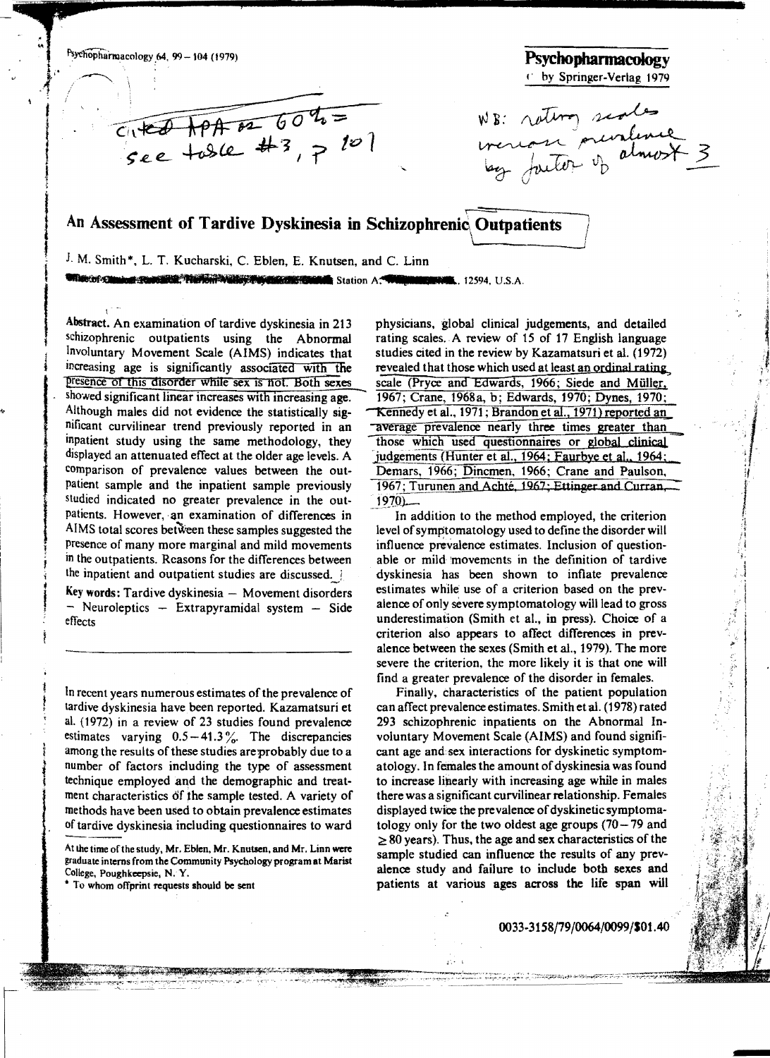# An Assessment of Tardive Dyskinesia in Schizophrenic Outpatients

J. M. Smith*, L. T. Kucharski, C. Eblen, E. Knutsen, and C. Linn

Station A, 12594, U.S.A.

**Abstract.** An examination of tardive dyskinesia in 213 schizophrenic outpatients using the Abnormal Involuntary Movement Scale (AIMS) indicates that increasing age is significantly associated with the presence of this disorder while sex is not. Both sexes showed significant linear increases with increasing age. Although males did not evidence the statistically significant curvilinear trend previously reported in an inpatient study using the same methodology, they displayed an attenuated effect at the older age levels. A comparison of prevalence values between the outpatient sample and the inpatient sample previously studied indicated no greater prevalence in the outpatients. However, an examination of differences in AIMS total scores between these samples suggested the presence of many more marginal and mild movements in the outpatients. Reasons for the differences between the inpatient and outpatient studies are discussed.

**Key words:** Tardive dyskinesia – Movement disorders – Neuroleptics – Extrapyramidal system – Side effects

In recent years numerous estimates of the prevalence of tardive dyskinesia have been reported. Kazamatsuri et al. (1972) in a review of 23 studies found prevalence estimates varying 0.5–41.3%. The discrepancies among the results of these studies are probably due to a number of factors including the type of assessment technique employed and the demographic and treatment characteristics of the sample tested. A variety of methods have been used to obtain prevalence estimates of tardive dyskinesia including questionnaires to ward physicians, global clinical judgements, and detailed rating scales. A review of 15 of 17 English language studies cited in the review by Kazamatsuri et al. (1972) revealed that those which used at least an ordinal rating scale (Pryce and Edwards, 1966; Siede and Müller, 1967; Crane, 1968a, b; Edwards, 1970; Dynes, 1970; Kennedy et al., 1971; Brandon et al., 1971) reported an average prevalence nearly three times greater than those which used questionnaires or global clinical judgements (Hunter et al., 1964; Faurbye et al., 1964; Demars, 1966; Dincmen, 1966; Crane and Paulson, 1967; Turunen and Achté, 1967; Ettinger and Curran, 1970).

In addition to the method employed, the criterion level of symptomatology used to define the disorder will influence prevalence estimates. Inclusion of questionable or mild movements in the definition of tardive dyskinesia has been shown to inflate prevalence estimates while use of a criterion based on the prevalence of only severe symptomatology will lead to gross underestimation (Smith et al., in press). Choice of a criterion also appears to affect differences in prevalence between the sexes (Smith et al., 1979). The more severe the criterion, the more likely it is that one will find a greater prevalence of the disorder in females.

Finally, characteristics of the patient population can affect prevalence estimates. Smith et al. (1978) rated 293 schizophrenic inpatients on the Abnormal Involuntary Movement Scale (AIMS) and found significant age and sex interactions for dyskinetic symptomatology. In females the amount of dyskinesia was found to increase linearly with increasing age while in males there was a significant curvilinear relationship. Females displayed twice the prevalence of dyskinetic symptomatology only for the two oldest age groups (70–79 and ≥ 80 years). Thus, the age and sex characteristics of the sample studied can influence the results of any prevalence study and failure to include both sexes and patients at various ages across the life span will

At the time of the study, Mr. Eblen, Mr. Knutsen, and Mr. Linn were graduate interns from the Community Psychology program at Marist College, Poughkeepsie, N. Y.

* To whom offprint requests should be sent

0033-3158/79/0064/0099/$01.40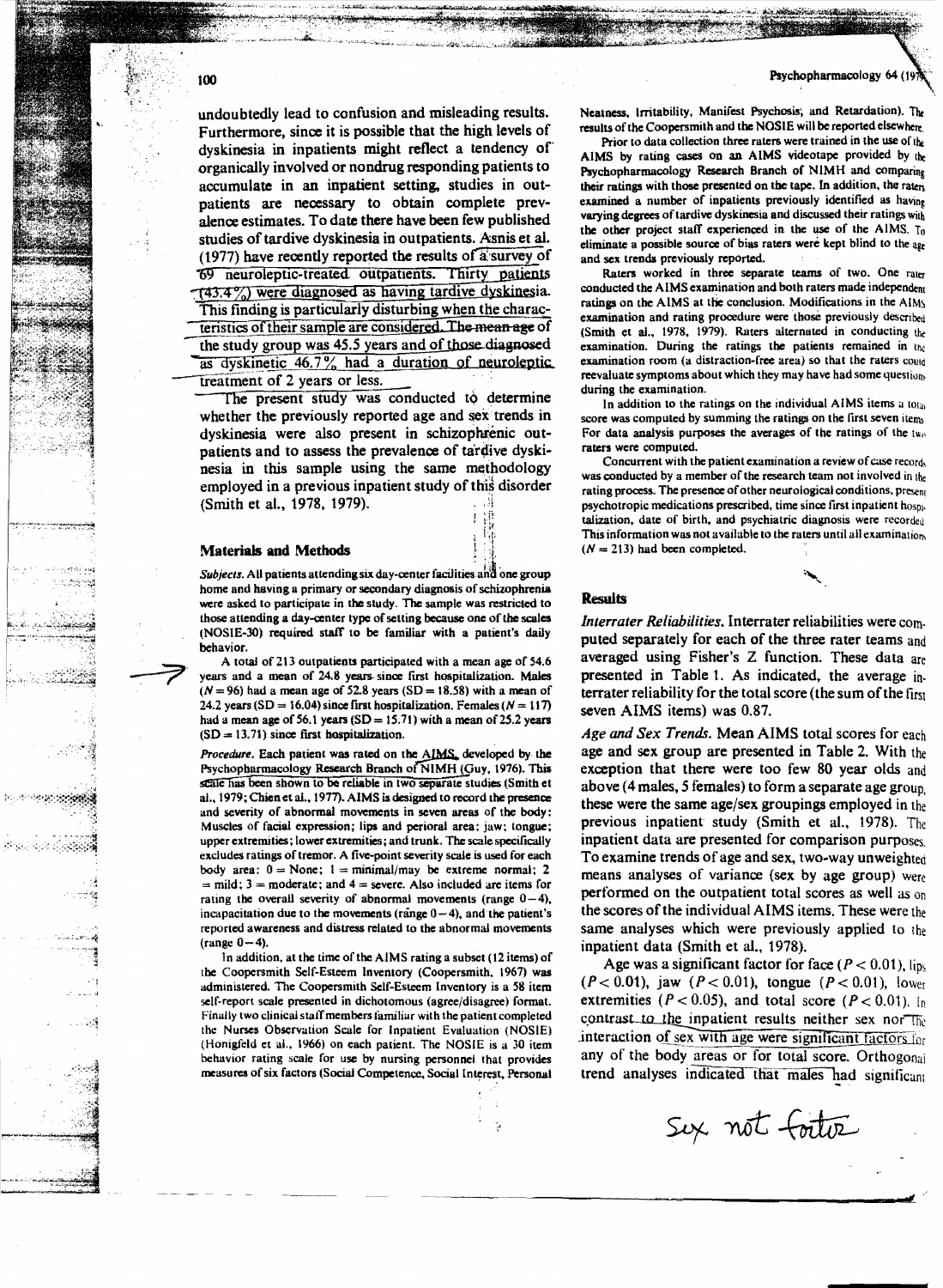undoubtedly lead to confusion and misleading results. Furthermore, since it is possible that the high levels of dyskinesia in inpatients might reflect a tendency of organically involved or nondrug responding patients to accumulate in an inpatient setting, studies in outpatients are necessary to obtain complete prevalence estimates. To date there have been few published studies of tardive dyskinesia in outpatients. Asnis et al. (1977) have recently reported the results of a survey of 69 neuroleptic-treated outpatients. Thirty patients (43.4%) were diagnosed as having tardive dyskinesia. This finding is particularly disturbing when the characteristics of their sample are considered. The mean age of the study group was 45.5 years and of those diagnosed as dyskinetic 46.7% had a duration of neuroleptic treatment of 2 years or less.

The present study was conducted to determine whether the previously reported age and sex trends in dyskinesia were also present in schizophrenic outpatients and to assess the prevalence of tardive dyskinesia in this sample using the same methodology employed in a previous inpatient study of this disorder (Smith et al., 1978, 1979).

## Materials and Methods

*Subjects.* All patients attending six day-center facilities and one group home and having a primary or secondary diagnosis of schizophrenia were asked to participate in the study. The sample was restricted to those attending a day-center type of setting because one of the scales (NOSIE-30) required staff to be familiar with a patient's daily behavior.

A total of 213 outpatients participated with a mean age of 54.6 years and a mean of 24.8 years since first hospitalization. Males ($N = 96$) had a mean age of 52.8 years (SD = 18.58) with a mean of 24.2 years (SD = 16.04) since first hospitalization. Females ($N = 117$) had a mean age of 56.1 years (SD = 15.71) with a mean of 25.2 years (SD = 13.71) since first hospitalization.

*Procedure.* Each patient was rated on the AIMS, developed by the Psychopharmacology Research Branch of NIMH (Guy, 1976). This scale has been shown to be reliable in two separate studies (Smith et al., 1979; Chien et al., 1977). AIMS is designed to record the presence and severity of abnormal movements in seven areas of the body: Muscles of facial expression; lips and perioral area; jaw; tongue; upper extremities; lower extremities; and trunk. The scale specifically excludes ratings of tremor. A five-point severity scale is used for each body area: 0 = None; 1 = minimal/may be extreme normal; 2 = mild; 3 = moderate; and 4 = severe. Also included are items for rating the overall severity of abnormal movements (range 0–4), incapacitation due to the movements (range 0–4), and the patient's reported awareness and distress related to the abnormal movements (range 0–4).

In addition, at the time of the AIMS rating a subset (12 items) of the Coopersmith Self-Esteem Inventory (Coopersmith, 1967) was administered. The Coopersmith Self-Esteem Inventory is a 58 item self-report scale presented in dichotomous (agree/disagree) format. Finally two clinical staff members familiar with the patient completed the Nurses Observation Scale for Inpatient Evaluation (NOSIE) (Honigfeld et al., 1966) on each patient. The NOSIE is a 30 item behavior rating scale for use by nursing personnel that provides measures of six factors (Social Competence, Social Interest, Personal Neatness, Irritability, Manifest Psychosis, and Retardation). The results of the Coopersmith and the NOSIE will be reported elsewhere.

Prior to data collection three raters were trained in the use of the AIMS by rating cases on an AIMS videotape provided by the Psychopharmacology Research Branch of NIMH and comparing their ratings with those presented on the tape. In addition, the raters examined a number of inpatients previously identified as having varying degrees of tardive dyskinesia and discussed their ratings with the other project staff experienced in the use of the AIMS. To eliminate a possible source of bias raters were kept blind to the age and sex trends previously reported.

Raters worked in three separate teams of two. One rater conducted the AIMS examination and both raters made independent ratings on the AIMS at the conclusion. Modifications in the AIMS examination and rating procedure were those previously described (Smith et al., 1978, 1979). Raters alternated in conducting the examination. During the ratings the patients remained in the examination room (a distraction-free area) so that the raters could reevaluate symptoms about which they may have had some questions during the examination.

In addition to the ratings on the individual AIMS items a total score was computed by summing the ratings on the first seven items. For data analysis purposes the averages of the ratings of the two raters were computed.

Concurrent with the patient examination a review of case records was conducted by a member of the research team not involved in the rating process. The presence of other neurological conditions, present psychotropic medications prescribed, time since first inpatient hospitalization, date of birth, and psychiatric diagnosis were recorded. This information was not available to the raters until all examinations ($N = 213$) had been completed.

## Results

*Interrater Reliabilities.* Interrater reliabilities were computed separately for each of the three rater teams and averaged using Fisher's Z function. These data are presented in Table 1. As indicated, the average interrater reliability for the total score (the sum of the first seven AIMS items) was 0.87.

*Age and Sex Trends.* Mean AIMS total scores for each age and sex group are presented in Table 2. With the exception that there were too few 80 year olds and above (4 males, 5 females) to form a separate age group, these were the same age/sex groupings employed in the previous inpatient study (Smith et al., 1978). The inpatient data are presented for comparison purposes. To examine trends of age and sex, two-way unweighted means analyses of variance (sex by age group) were performed on the outpatient total scores as well as on the scores of the individual AIMS items. These were the same analyses which were previously applied to the inpatient data (Smith et al., 1978).

Age was a significant factor for face ($P < 0.01$), lips ($P < 0.01$), jaw ($P < 0.01$), tongue ($P < 0.01$), lower extremities ($P < 0.05$), and total score ($P < 0.01$). In contrast to the inpatient results neither sex nor the interaction of sex with age were significant factors for any of the body areas or for total score. Orthogonal trend analyses indicated that males had significant

Sex not factor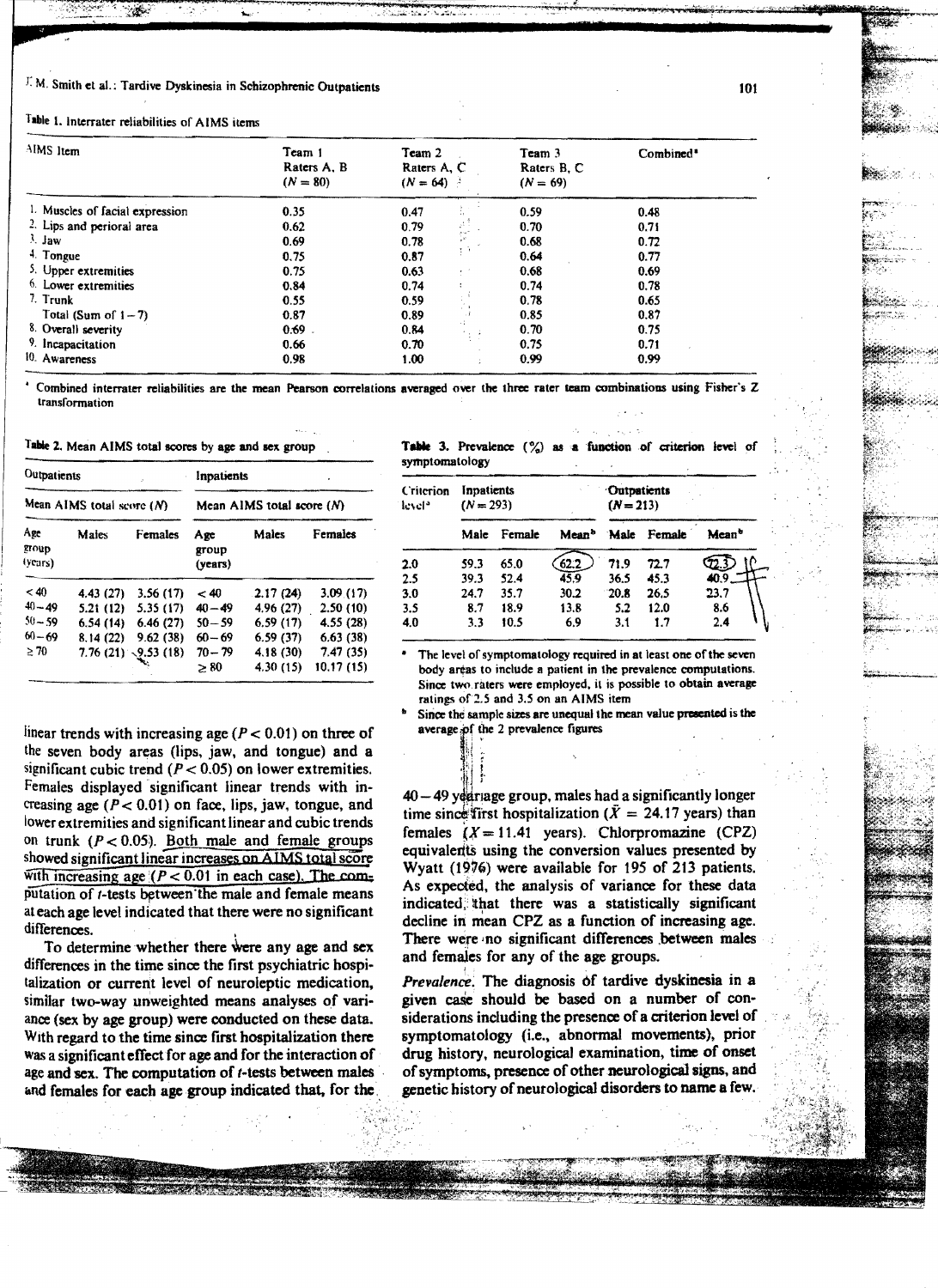Table 1. Interrater reliabilities of AIMS items

| AIMS Item | Team 1 Raters A, B (N = 80) | Team 2 Raters A, C (N = 64) | Team 3 Raters B, C (N = 69) | Combined[a] |
|---|---|---|---|---|
| 1. Muscles of facial expression | 0.35 | 0.47 | 0.59 | 0.48 |
| 2. Lips and perioral area | 0.62 | 0.79 | 0.70 | 0.71 |
| 3. Jaw | 0.69 | 0.78 | 0.68 | 0.72 |
| 4. Tongue | 0.75 | 0.87 | 0.64 | 0.77 |
| 5. Upper extremities | 0.75 | 0.63 | 0.68 | 0.69 |
| 6. Lower extremities | 0.84 | 0.74 | 0.74 | 0.78 |
| 7. Trunk | 0.55 | 0.59 | 0.78 | 0.65 |
| Total (Sum of 1–7) | 0.87 | 0.89 | 0.85 | 0.87 |
| 8. Overall severity | 0.69 | 0.84 | 0.70 | 0.75 |
| 9. Incapacitation | 0.66 | 0.70 | 0.75 | 0.71 |
| 10. Awareness | 0.98 | 1.00 | 0.99 | 0.99 |

[a] Combined interrater reliabilities are the mean Pearson correlations averaged over the three rater team combinations using Fisher's Z transformation

Table 2. Mean AIMS total scores by age and sex group

| Outpatients | | | Inpatients | | |
|---|---|---|---|---|---|
| Mean AIMS total score (N) | | | Mean AIMS total score (N) | | |
| Age group (years) | Males | Females | Age group (years) | Males | Females |
| < 40 | 4.43 (27) | 3.56 (17) | < 40 | 2.17 (24) | 3.09 (17) |
| 40–49 | 5.21 (12) | 5.35 (17) | 40–49 | 4.96 (27) | 2.50 (10) |
| 50–59 | 6.54 (14) | 6.46 (27) | 50–59 | 6.59 (17) | 4.55 (28) |
| 60–69 | 8.14 (22) | 9.62 (38) | 60–69 | 6.59 (37) | 6.63 (38) |
| ≥ 70 | 7.76 (21) | 9.53 (18) | 70–79 | 4.18 (30) | 7.47 (35) |
| | | | ≥ 80 | 4.30 (15) | 10.17 (15) |

Table 3. Prevalence (%) as a function of criterion level of symptomatology

| Criterion level[a] | Inpatients (N = 293) | | | Outpatients (N = 213) | | |
|---|---|---|---|---|---|---|
| | Male | Female | Mean[b] | Male | Female | Mean[b] |
| 2.0 | 59.3 | 65.0 | 62.2 | 71.9 | 72.7 | 72.3 |
| 2.5 | 39.3 | 52.4 | 45.9 | 36.5 | 45.3 | 40.9 |
| 3.0 | 24.7 | 35.7 | 30.2 | 20.8 | 26.5 | 23.7 |
| 3.5 | 8.7 | 18.9 | 13.8 | 5.2 | 12.0 | 8.6 |
| 4.0 | 3.3 | 10.5 | 6.9 | 3.1 | 1.7 | 2.4 |

[a] The level of symptomatology required in at least one of the seven body areas to include a patient in the prevalence computations. Since two raters were employed, it is possible to obtain average ratings of 2.5 and 3.5 on an AIMS item

[b] Since the sample sizes are unequal the mean value presented is the average of the 2 prevalence figures

linear trends with increasing age ($P < 0.01$) on three of the seven body areas (lips, jaw, and tongue) and a significant cubic trend ($P < 0.05$) on lower extremities. Females displayed significant linear trends with increasing age ($P < 0.01$) on face, lips, jaw, tongue, and lower extremities and significant linear and cubic trends on trunk ($P < 0.05$). Both male and female groups showed significant linear increases on AIMS total score with increasing age ($P < 0.01$ in each case). The computation of $t$-tests between the male and female means at each age level indicated that there were no significant differences.

To determine whether there were any age and sex differences in the time since the first psychiatric hospitalization or current level of neuroleptic medication, similar two-way unweighted means analyses of variance (sex by age group) were conducted on these data. With regard to the time since first hospitalization there was a significant effect for age and for the interaction of age and sex. The computation of $t$-tests between males and females for each age group indicated that, for the 40–49 year age group, males had a significantly longer time since first hospitalization ($\bar{X}$ = 24.17 years) than females ($\bar{X}$ = 11.41 years). Chlorpromazine (CPZ) equivalents using the conversion values presented by Wyatt (1976) were available for 195 of 213 patients. As expected, the analysis of variance for these data indicated that there was a statistically significant decline in mean CPZ as a function of increasing age. There were no significant differences between males and females for any of the age groups.

*Prevalence.* The diagnosis of tardive dyskinesia in a given case should be based on a number of considerations including the presence of a criterion level of symptomatology (i.e., abnormal movements), prior drug history, neurological examination, time of onset of symptoms, presence of other neurological signs, and genetic history of neurological disorders to name a few.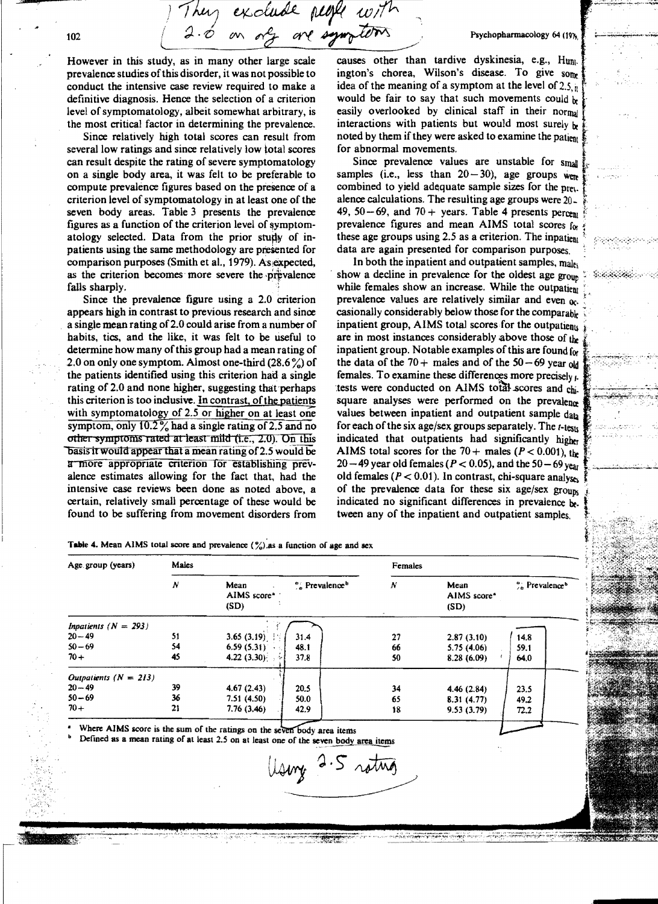However in this study, as in many other large scale prevalence studies of this disorder, it was not possible to conduct the intensive case review required to make a definitive diagnosis. Hence the selection of a criterion level of symptomatology, albeit somewhat arbitrary, is the most critical factor in determining the prevalence.

Since relatively high total scores can result from several low ratings and since relatively low total scores can result despite the rating of severe symptomatology on a single body area, it was felt to be preferable to compute prevalence figures based on the presence of a criterion level of symptomatology in at least one of the seven body areas. Table 3 presents the prevalence figures as a function of the criterion level of symptomatology selected. Data from the prior study of inpatients using the same methodology are presented for comparison purposes (Smith et al., 1979). As expected, as the criterion becomes more severe the prevalence falls sharply.

Since the prevalence figure using a 2.0 criterion appears high in contrast to previous research and since a single mean rating of 2.0 could arise from a number of habits, tics, and the like, it was felt to be useful to determine how many of this group had a mean rating of 2.0 on only one symptom. Almost one-third (28.6%) of the patients identified using this criterion had a single rating of 2.0 and none higher, suggesting that perhaps this criterion is too inclusive. In contrast, of the patients with symptomatology of 2.5 or higher on at least one symptom, only 10.2% had a single rating of 2.5 and no other symptoms rated at least mild (i.e., 2.0). On this basis it would appear that a mean rating of 2.5 would be a more appropriate criterion for establishing prevalence estimates allowing for the fact that, had the intensive case reviews been done as noted above, a certain, relatively small percentage of these would be found to be suffering from movement disorders from causes other than tardive dyskinesia, e.g., Huntington's chorea, Wilson's disease. To give some idea of the meaning of a symptom at the level of 2.5, it would be fair to say that such movements could be easily overlooked by clinical staff in their normal interactions with patients but would most surely be noted by them if they were asked to examine the patient for abnormal movements.

Since prevalence values are unstable for small samples (i.e., less than 20–30), age groups were combined to yield adequate sample sizes for the prevalence calculations. The resulting age groups were 20–49, 50–69, and 70+ years. Table 4 presents percent prevalence figures and mean AIMS total scores for these age groups using 2.5 as a criterion. The inpatient data are again presented for comparison purposes.

In both the inpatient and outpatient samples, males show a decline in prevalence for the oldest age group while females show an increase. While the outpatient prevalence values are relatively similar and even occasionally considerably below those for the comparable inpatient group, AIMS total scores for the outpatients are in most instances considerably above those of the inpatient group. Notable examples of this are found for the data of the 70+ males and of the 50–69 year old females. To examine these differences more precisely *t*-tests were conducted on AIMS total scores and chi-square analyses were performed on the prevalence values between inpatient and outpatient sample data for each of the six age/sex groups separately. The *t*-tests indicated that outpatients had significantly higher AIMS total scores for the 70+ males ($P < 0.001$), the 20–49 year old females ($P < 0.05$), and the 50–69 year old females ($P < 0.01$). In contrast, chi-square analyses of the prevalence data for these six age/sex groups indicated no significant differences in prevalence between any of the inpatient and outpatient samples.

**Table 4.** Mean AIMS total score and prevalence (%) as a function of age and sex

| Age group (years) | Males | | | Females | | |
|---|---|---|---|---|---|---|
| | $N$ | Mean AIMS score[a] (SD) | % Prevalence[b] | $N$ | Mean AIMS score[a] (SD) | % Prevalence[b] |
| *Inpatients (N = 293)* | | | | | | |
| 20–49 | 51 | 3.65 (3.19) | 31.4 | 27 | 2.87 (3.10) | 14.8 |
| 50–69 | 54 | 6.59 (5.31) | 48.1 | 66 | 5.75 (4.06) | 59.1 |
| 70+ | 45 | 4.22 (3.30) | 37.8 | 50 | 8.28 (6.09) | 64.0 |
| *Outpatients (N = 213)* | | | | | | |
| 20–49 | 39 | 4.67 (2.43) | 20.5 | 34 | 4.46 (2.84) | 23.5 |
| 50–69 | 36 | 7.51 (4.50) | 50.0 | 65 | 8.31 (4.77) | 49.2 |
| 70+ | 21 | 7.76 (3.46) | 42.9 | 18 | 9.53 (3.79) | 72.2 |

[a] Where AIMS score is the sum of the ratings on the seven body area items

[b] Defined as a mean rating of at least 2.5 on at least one of the seven body area items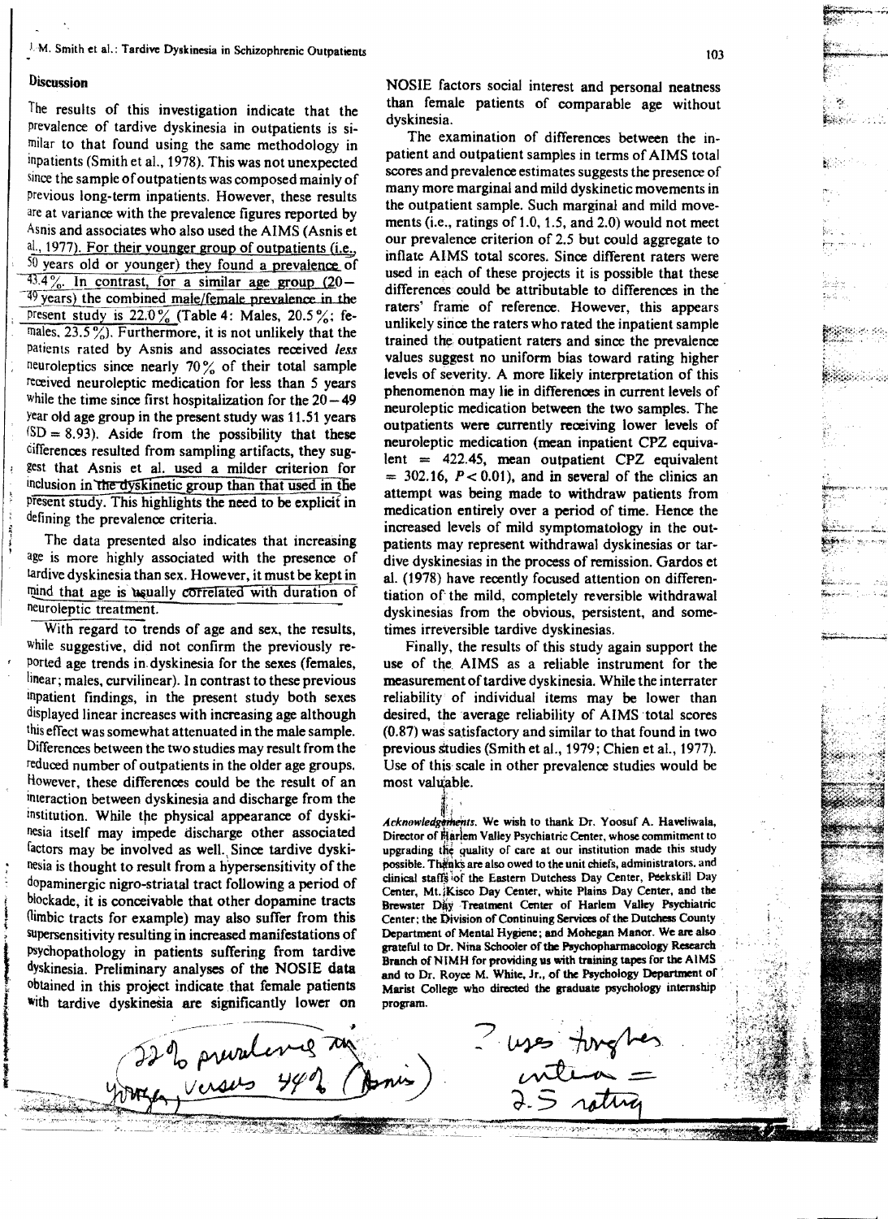## Discussion

The results of this investigation indicate that the prevalence of tardive dyskinesia in outpatients is similar to that found using the same methodology in inpatients (Smith et al., 1978). This was not unexpected since the sample of outpatients was composed mainly of previous long-term inpatients. However, these results are at variance with the prevalence figures reported by Asnis and associates who also used the AIMS (Asnis et al., 1977). For their younger group of outpatients (i.e., 50 years old or younger) they found a prevalence of 43.4%. In contrast, for a similar age group (20–49 years) the combined male/female prevalence in the present study is 22.0% (Table 4: Males, 20.5%; females, 23.5%). Furthermore, it is not unlikely that the patients rated by Asnis and associates received *less* neuroleptics since nearly 70% of their total sample received neuroleptic medication for less than 5 years while the time since first hospitalization for the 20–49 year old age group in the present study was 11.51 years (SD = 8.93). Aside from the possibility that these differences resulted from sampling artifacts, they suggest that Asnis et al. used a milder criterion for inclusion in the dyskinetic group than that used in the present study. This highlights the need to be explicit in defining the prevalence criteria.

The data presented also indicates that increasing age is more highly associated with the presence of tardive dyskinesia than sex. However, it must be kept in mind that age is usually correlated with duration of neuroleptic treatment.

With regard to trends of age and sex, the results, while suggestive, did not confirm the previously reported age trends in dyskinesia for the sexes (females, linear; males, curvilinear). In contrast to these previous inpatient findings, in the present study both sexes displayed linear increases with increasing age although this effect was somewhat attenuated in the male sample. Differences between the two studies may result from the reduced number of outpatients in the older age groups. However, these differences could be the result of an interaction between dyskinesia and discharge from the institution. While the physical appearance of dyskinesia itself may impede discharge other associated factors may be involved as well. Since tardive dyskinesia is thought to result from a hypersensitivity of the dopaminergic nigro-striatal tract following a period of blockade, it is conceivable that other dopamine tracts (limbic tracts for example) may also suffer from this supersensitivity resulting in increased manifestations of psychopathology in patients suffering from tardive dyskinesia. Preliminary analyses of the NOSIE data obtained in this project indicate that female patients with tardive dyskinesia are significantly lower on NOSIE factors social interest and personal neatness than female patients of comparable age without dyskinesia.

The examination of differences between the inpatient and outpatient samples in terms of AIMS total scores and prevalence estimates suggests the presence of many more marginal and mild dyskinetic movements in the outpatient sample. Such marginal and mild movements (i.e., ratings of 1.0, 1.5, and 2.0) would not meet our prevalence criterion of 2.5 but could aggregate to inflate AIMS total scores. Since different raters were used in each of these projects it is possible that these differences could be attributable to differences in the raters' frame of reference. However, this appears unlikely since the raters who rated the inpatient sample trained the outpatient raters and since the prevalence values suggest no uniform bias toward rating higher levels of severity. A more likely interpretation of this phenomenon may lie in differences in current levels of neuroleptic medication between the two samples. The outpatients were currently receiving lower levels of neuroleptic medication (mean inpatient CPZ equivalent = 422.45, mean outpatient CPZ equivalent = 302.16, $P < 0.01$), and in several of the clinics an attempt was being made to withdraw patients from medication entirely over a period of time. Hence the increased levels of mild symptomatology in the outpatients may represent withdrawal dyskinesias or tardive dyskinesias in the process of remission. Gardos et al. (1978) have recently focused attention on differentiation of the mild, completely reversible withdrawal dyskinesias from the obvious, persistent, and sometimes irreversible tardive dyskinesias.

Finally, the results of this study again support the use of the AIMS as a reliable instrument for the measurement of tardive dyskinesia. While the interrater reliability of individual items may be lower than desired, the average reliability of AIMS total scores (0.87) was satisfactory and similar to that found in two previous studies (Smith et al., 1979; Chien et al., 1977). Use of this scale in other prevalence studies would be most valuable.

*Acknowledgements.* We wish to thank Dr. Yoosuf A. Haveliwala, Director of Harlem Valley Psychiatric Center, whose commitment to upgrading the quality of care at our institution made this study possible. Thanks are also owed to the unit chiefs, administrators, and clinical staffs of the Eastern Dutchess Day Center, Peekskill Day Center, Mt. Kisco Day Center, white Plains Day Center, and the Brewster Day Treatment Center of Harlem Valley Psychiatric Center; the Division of Continuing Services of the Dutchess County Department of Mental Hygiene; and Mohegan Manor. We are also grateful to Dr. Nina Schooler of the Psychopharmacology Research Branch of NIMH for providing us with training tapes for the AIMS and to Dr. Royce M. White, Jr., of the Psychology Department of Marist College who directed the graduate psychology internship program.

22% prevalence in younger versus 44% (Asnis)

? uses tougher criteria = 2.5 rating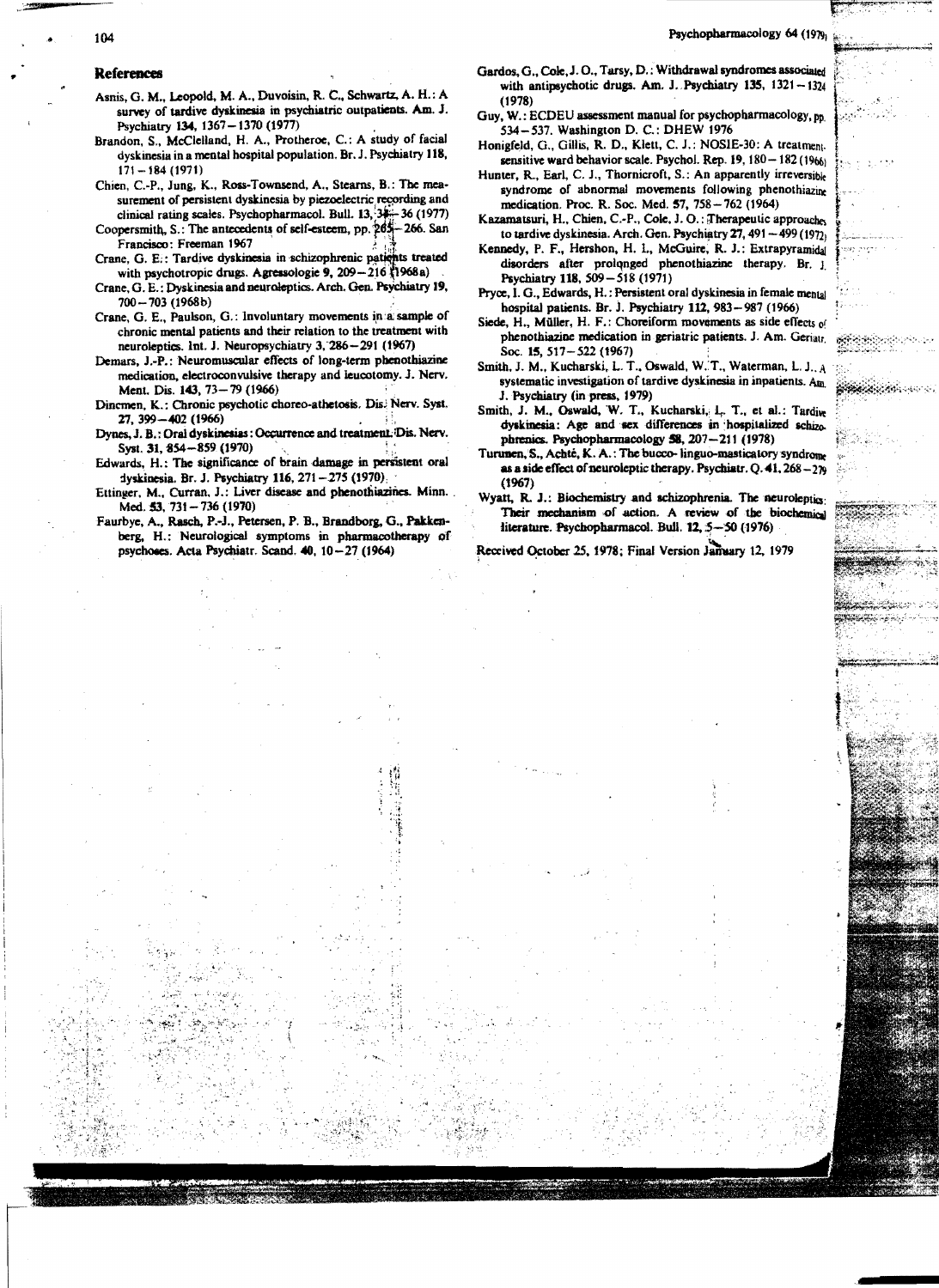## References

Asnis, G. M., Leopold, M. A., Duvoisin, R. C., Schwartz, A. H.: A survey of tardive dyskinesia in psychiatric outpatients. Am. J. Psychiatry **134**, 1367–1370 (1977)

Brandon, S., McClelland, H. A., Protheroe, C.: A study of facial dyskinesia in a mental hospital population. Br. J. Psychiatry **118**, 171–184 (1971)

Chien, C.-P., Jung, K., Ross-Townsend, A., Stearns, B.: The measurement of persistent dyskinesia by piezoelectric recording and clinical rating scales. Psychopharmacol. Bull. **13**, 34–36 (1977)

Coopersmith, S.: The antecedents of self-esteem, pp. 265–266. San Francisco: Freeman 1967

Crane, G. E.: Tardive dyskinesia in schizophrenic patients treated with psychotropic drugs. Agressologie **9**, 209–216 (1968a)

Crane, G. E.: Dyskinesia and neuroleptics. Arch. Gen. Psychiatry **19**, 700–703 (1968b)

Crane, G. E., Paulson, G.: Involuntary movements in a sample of chronic mental patients and their relation to the treatment with neuroleptics. Int. J. Neuropsychiatry **3**, 286–291 (1967)

Demars, J.-P.: Neuromuscular effects of long-term phenothiazine medication, electroconvulsive therapy and leucotomy. J. Nerv. Ment. Dis. **143**, 73–79 (1966)

Dincmen, K.: Chronic psychotic choreo-athetosis. Dis. Nerv. Syst. **27**, 399–402 (1966)

Dynes, J. B.: Oral dyskinesias: Occurrence and treatment. Dis. Nerv. Syst. **31**, 854–859 (1970)

Edwards, H.: The significance of brain damage in persistent oral dyskinesia. Br. J. Psychiatry **116**, 271–275 (1970)

Ettinger, M., Curran, J.: Liver disease and phenothiazines. Minn. Med. **53**, 731–736 (1970)

Faurbye, A., Rasch, P.-J., Petersen, P. B., Brandborg, G., Pakkenberg, H.: Neurological symptoms in pharmacotherapy of psychoses. Acta Psychiatr. Scand. **40**, 10–27 (1964)

Gardos, G., Cole, J. O., Tarsy, D.: Withdrawal syndromes associated with antipsychotic drugs. Am. J. Psychiatry **135**, 1321–1324 (1978)

Guy, W.: ECDEU assessment manual for psychopharmacology, pp. 534–537. Washington D. C.: DHEW 1976

Honigfeld, G., Gillis, R. D., Klett, C. J.: NOSIE-30: A treatment-sensitive ward behavior scale. Psychol. Rep. **19**, 180–182 (1966)

Hunter, R., Earl, C. J., Thornicroft, S.: An apparently irreversible syndrome of abnormal movements following phenothiazine medication. Proc. R. Soc. Med. **57**, 758–762 (1964)

Kazamatsuri, H., Chien, C.-P., Cole, J. O.: Therapeutic approaches to tardive dyskinesia. Arch. Gen. Psychiatry **27**, 491–499 (1972)

Kennedy, P. F., Hershon, H. I., McGuire, R. J.: Extrapyramidal disorders after prolonged phenothiazine therapy. Br. J. Psychiatry **118**, 509–518 (1971)

Pryce, I. G., Edwards, H.: Persistent oral dyskinesia in female mental hospital patients. Br. J. Psychiatry **112**, 983–987 (1966)

Siede, H., Müller, H. F.: Choreiform movements as side effects of phenothiazine medication in geriatric patients. J. Am. Geriatr. Soc. **15**, 517–522 (1967)

Smith, J. M., Kucharski, L. T., Oswald, W. T., Waterman, L. J.: A systematic investigation of tardive dyskinesia in inpatients. Am. J. Psychiatry (in press, 1979)

Smith, J. M., Oswald, W. T., Kucharski, L. T., et al.: Tardive dyskinesia: Age and sex differences in hospitalized schizophrenics. Psychopharmacology **58**, 207–211 (1978)

Turunen, S., Achté, K. A.: The bucco-linguo-masticatory syndrome as a side effect of neuroleptic therapy. Psychiatr. Q. **41**, 268–279 (1967)

Wyatt, R. J.: Biochemistry and schizophrenia. The neuroleptics: Their mechanism of action. A review of the biochemical literature. Psychopharmacol. Bull. **12**, 5–50 (1976)

Received October 25, 1978; Final Version January 12, 1979